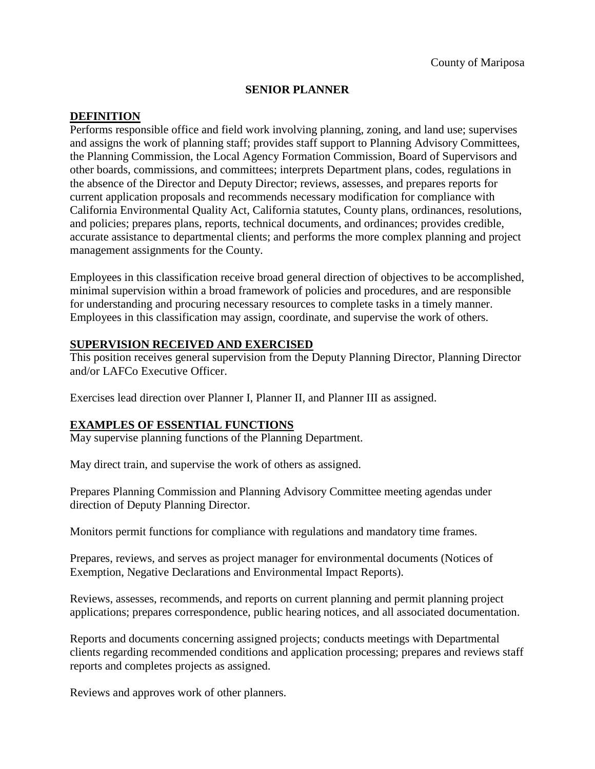County of Mariposa

# SENIOR PLANNER

## DEFINITION

Performs responsible office and field work involving planning, zoning, and land use; supervises and assigns the work of planning staff; provides staff support to Planning Advisory Committees, the Planning Commission, the Local Agency Formation Commission, Board of Supervisors and other boards, commissions, and committees; interprets Department plans, codes, regulations in the absence of the Director and Deputy Director; reviews, assesses, and prepares reports for current application proposals and recommends necessary modification for compliance with California Environmental Quality Act, California statutes, County plans, ordinances, resolutions, and policies; prepares plans, reports, technical documents, and ordinances; provides credible, accurate assistance to departmental clients; and performs the more complex planning and project management assignments for the County.

Employees in this classification receive broad general direction of objectives to be accomplished, minimal supervision within a broad framework of policies and procedures, and are responsible for understanding and procuring necessary resources to complete tasks in a timely manner. Employees in this classification may assign, coordinate, and supervise the work of others.

## SUPERVISION RECEIVED AND EXERCISED

This position receives general supervision from the Deputy Planning Director, Planning Director and/or LAFCo Executive Officer.

Exercises lead direction over Planner I, Planner II, and Planner III as assigned.

## EXAMPLES OF ESSENTIAL FUNCTIONS

May supervise planning functions of the Planning Department.

May direct train, and supervise the work of others as assigned.

Prepares Planning Commission and Planning Advisory Committee meeting agendas under direction of Deputy Planning Director.

Monitors permit functions for compliance with regulations and mandatory time frames.

Prepares, reviews, and serves as project manager for environmental documents (Notices of Exemption, Negative Declarations and Environmental Impact Reports).

Reviews, assesses, recommends, and reports on current planning and permit planning project applications; prepares correspondence, public hearing notices, and all associated documentation.

Reports and documents concerning assigned projects; conducts meetings with Departmental clients regarding recommended conditions and application processing; prepares and reviews staff reports and completes projects as assigned.

Reviews and approves work of other planners.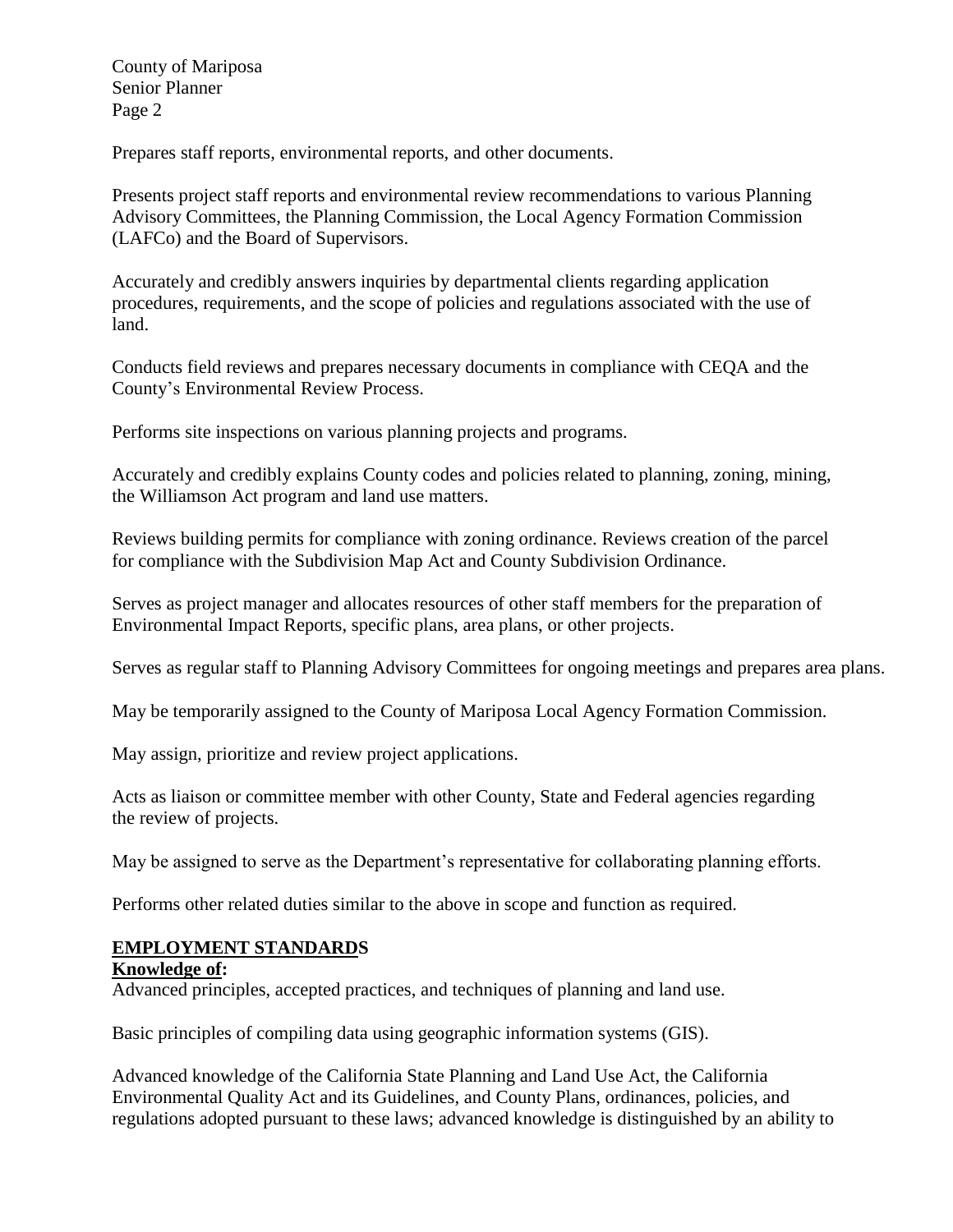Prepares staff reports, environmental reports, and other documents.

Presents project staff reports and environmental review recommendations to various Planning Advisory Committees, the Planning Commission, the Local Agency Formation Commission (LAFCo) and the Board of Supervisors.

Accurately and credibly answers inquiries by departmental clients regarding application procedures, requirements, and the scope of policies and regulations associated with the use of land.

Conducts field reviews and prepares necessary documents in compliance with CEQA and the County's Environmental Review Process.

Performs site inspections on various planning projects and programs.

Accurately and credibly explains County codes and policies related to planning, zoning, mining, the Williamson Act program and land use matters.

Reviews building permits for compliance with zoning ordinance. Reviews creation of the parcel for compliance with the Subdivision Map Act and County Subdivision Ordinance.

Serves as project manager and allocates resources of other staff members for the preparation of Environmental Impact Reports, specific plans, area plans, or other projects.

Serves as regular staff to Planning Advisory Committees for ongoing meetings and prepares area plans.

May be temporarily assigned to the County of Mariposa Local Agency Formation Commission.

May assign, prioritize and review project applications.

Acts as liaison or committee member with other County, State and Federal agencies regarding the review of projects.

May be assigned to serve as the Department's representative for collaborating planning efforts.

Performs other related duties similar to the above in scope and function as required.

## EMPLOYMENT STANDARDS

**Knowledge of:**

Advanced principles, accepted practices, and techniques of planning and land use.

Basic principles of compiling data using geographic information systems (GIS).

Advanced knowledge of the California State Planning and Land Use Act, the California Environmental Quality Act and its Guidelines, and County Plans, ordinances, policies, and regulations adopted pursuant to these laws; advanced knowledge is distinguished by an ability to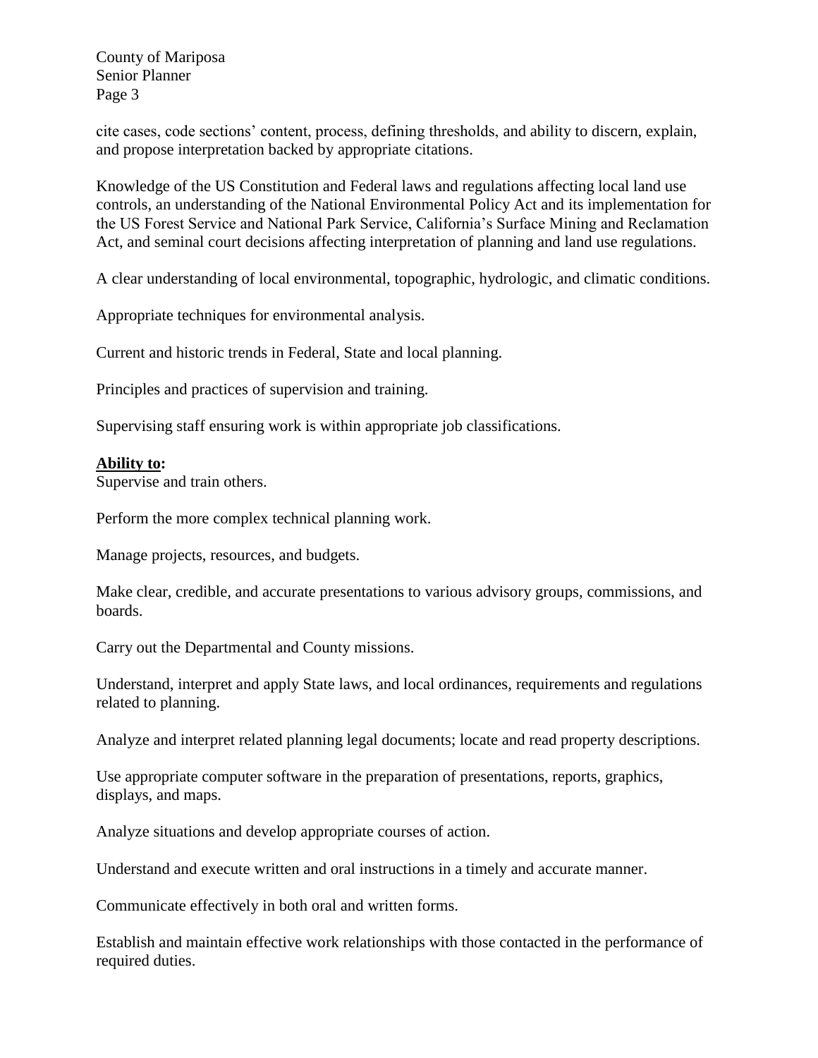cite cases, code sections' content, process, defining thresholds, and ability to discern, explain, and propose interpretation backed by appropriate citations.

Knowledge of the US Constitution and Federal laws and regulations affecting local land use controls, an understanding of the National Environmental Policy Act and its implementation for the US Forest Service and National Park Service, California's Surface Mining and Reclamation Act, and seminal court decisions affecting interpretation of planning and land use regulations.

A clear understanding of local environmental, topographic, hydrologic, and climatic conditions.

Appropriate techniques for environmental analysis.

Current and historic trends in Federal, State and local planning.

Principles and practices of supervision and training.

Supervising staff ensuring work is within appropriate job classifications.

**Ability to:**

Supervise and train others.

Perform the more complex technical planning work.

Manage projects, resources, and budgets.

Make clear, credible, and accurate presentations to various advisory groups, commissions, and boards.

Carry out the Departmental and County missions.

Understand, interpret and apply State laws, and local ordinances, requirements and regulations related to planning.

Analyze and interpret related planning legal documents; locate and read property descriptions.

Use appropriate computer software in the preparation of presentations, reports, graphics, displays, and maps.

Analyze situations and develop appropriate courses of action.

Understand and execute written and oral instructions in a timely and accurate manner.

Communicate effectively in both oral and written forms.

Establish and maintain effective work relationships with those contacted in the performance of required duties.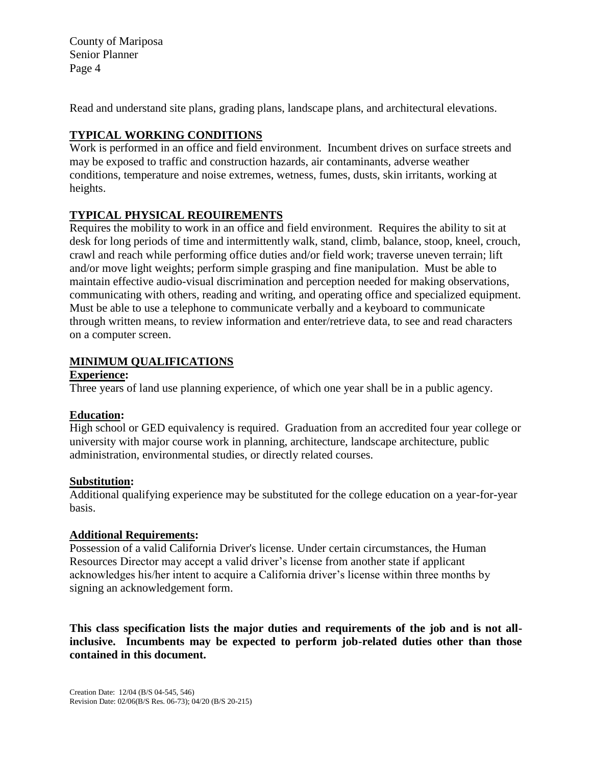Read and understand site plans, grading plans, landscape plans, and architectural elevations.

## TYPICAL WORKING CONDITIONS

Work is performed in an office and field environment. Incumbent drives on surface streets and may be exposed to traffic and construction hazards, air contaminants, adverse weather conditions, temperature and noise extremes, wetness, fumes, dusts, skin irritants, working at heights.

## TYPICAL PHYSICAL REOUIREMENTS

Requires the mobility to work in an office and field environment. Requires the ability to sit at desk for long periods of time and intermittently walk, stand, climb, balance, stoop, kneel, crouch, crawl and reach while performing office duties and/or field work; traverse uneven terrain; lift and/or move light weights; perform simple grasping and fine manipulation. Must be able to maintain effective audio-visual discrimination and perception needed for making observations, communicating with others, reading and writing, and operating office and specialized equipment. Must be able to use a telephone to communicate verbally and a keyboard to communicate through written means, to review information and enter/retrieve data, to see and read characters on a computer screen.

## MINIMUM QUALIFICATIONS

### Experience:

Three years of land use planning experience, of which one year shall be in a public agency.

### Education:

High school or GED equivalency is required. Graduation from an accredited four year college or university with major course work in planning, architecture, landscape architecture, public administration, environmental studies, or directly related courses.

### Substitution:

Additional qualifying experience may be substituted for the college education on a year-for-year basis.

### Additional Requirements:

Possession of a valid California Driver's license. Under certain circumstances, the Human Resources Director may accept a valid driver's license from another state if applicant acknowledges his/her intent to acquire a California driver's license within three months by signing an acknowledgement form.

**This class specification lists the major duties and requirements of the job and is not all-inclusive. Incumbents may be expected to perform job-related duties other than those contained in this document.**

Creation Date: 12/04 (B/S 04-545, 546)
Revision Date: 02/06(B/S Res. 06-73); 04/20 (B/S 20-215)